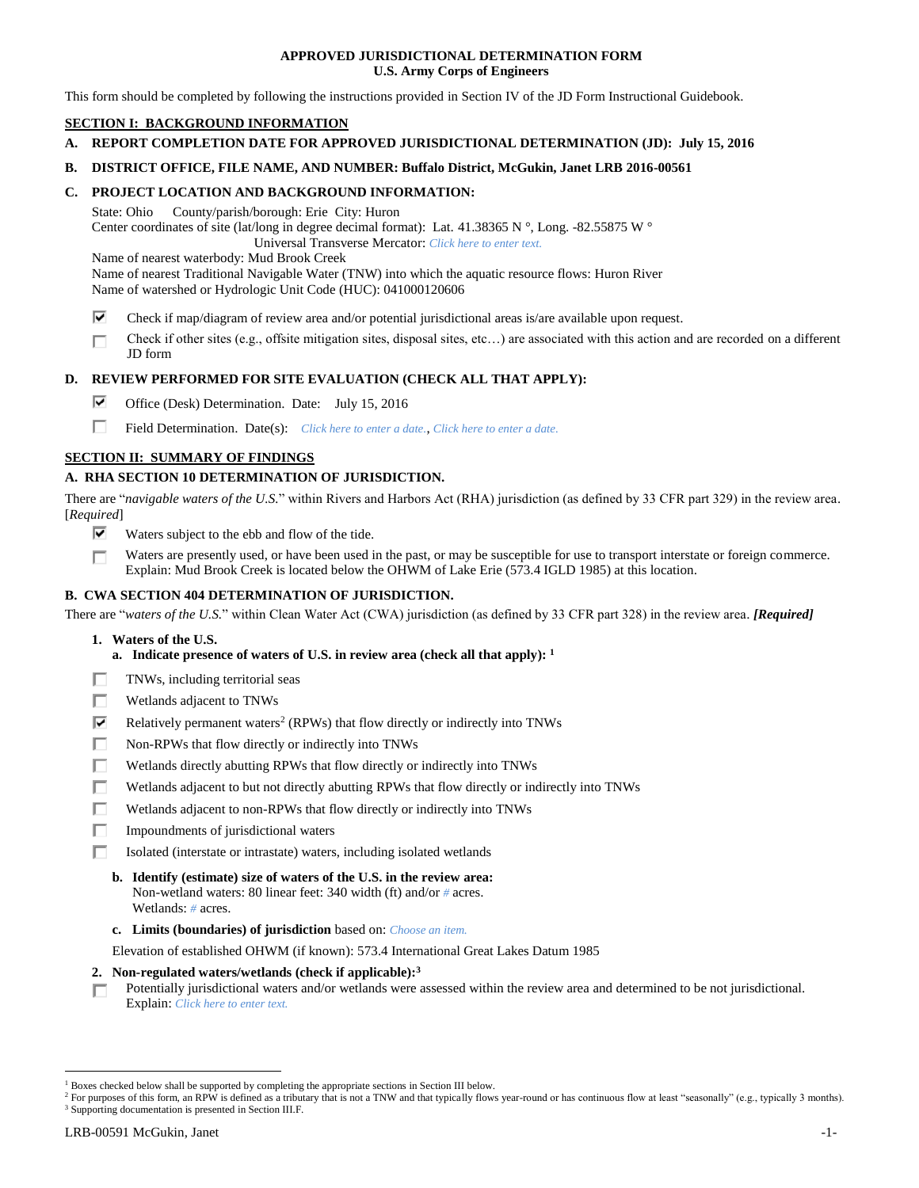**APPROVED JURISDICTIONAL DETERMINATION FORM**
**U.S. Army Corps of Engineers**

This form should be completed by following the instructions provided in Section IV of the JD Form Instructional Guidebook.

## SECTION I: BACKGROUND INFORMATION

**A. REPORT COMPLETION DATE FOR APPROVED JURISDICTIONAL DETERMINATION (JD): July 15, 2016**

**B. DISTRICT OFFICE, FILE NAME, AND NUMBER: Buffalo District, McGukin, Janet LRB 2016-00561**

**C. PROJECT LOCATION AND BACKGROUND INFORMATION:**

State: Ohio County/parish/borough: Erie City: Huron
Center coordinates of site (lat/long in degree decimal format): Lat. 41.38365 N °, Long. -82.55875 W °
Universal Transverse Mercator: *Click here to enter text.*
Name of nearest waterbody: Mud Brook Creek
Name of nearest Traditional Navigable Water (TNW) into which the aquatic resource flows: Huron River
Name of watershed or Hydrologic Unit Code (HUC): 041000120606

- [x] Check if map/diagram of review area and/or potential jurisdictional areas is/are available upon request.
- [ ] Check if other sites (e.g., offsite mitigation sites, disposal sites, etc…) are associated with this action and are recorded on a different JD form

**D. REVIEW PERFORMED FOR SITE EVALUATION (CHECK ALL THAT APPLY):**

- [x] Office (Desk) Determination. Date: July 15, 2016
- [ ] Field Determination. Date(s): *Click here to enter a date.*, *Click here to enter a date.*

## SECTION II: SUMMARY OF FINDINGS

**A. RHA SECTION 10 DETERMINATION OF JURISDICTION.**

There are "*navigable waters of the U.S.*" within Rivers and Harbors Act (RHA) jurisdiction (as defined by 33 CFR part 329) in the review area. [*Required*]

- [x] Waters subject to the ebb and flow of the tide.
- [ ] Waters are presently used, or have been used in the past, or may be susceptible for use to transport interstate or foreign commerce.
  Explain: Mud Brook Creek is located below the OHWM of Lake Erie (573.4 IGLD 1985) at this location.

**B. CWA SECTION 404 DETERMINATION OF JURISDICTION.**

There are "*waters of the U.S.*" within Clean Water Act (CWA) jurisdiction (as defined by 33 CFR part 328) in the review area. ***[Required]***

**1. Waters of the U.S.**

**a. Indicate presence of waters of U.S. in review area (check all that apply):** [1]

- [ ] TNWs, including territorial seas
- [ ] Wetlands adjacent to TNWs
- [x] Relatively permanent waters[2] (RPWs) that flow directly or indirectly into TNWs
- [ ] Non-RPWs that flow directly or indirectly into TNWs
- [ ] Wetlands directly abutting RPWs that flow directly or indirectly into TNWs
- [ ] Wetlands adjacent to but not directly abutting RPWs that flow directly or indirectly into TNWs
- [ ] Wetlands adjacent to non-RPWs that flow directly or indirectly into TNWs
- [ ] Impoundments of jurisdictional waters
- [ ] Isolated (interstate or intrastate) waters, including isolated wetlands

**b. Identify (estimate) size of waters of the U.S. in the review area:**
Non-wetland waters: 80 linear feet: 340 width (ft) and/or *#* acres.
Wetlands: *#* acres.

**c. Limits (boundaries) of jurisdiction** based on: *Choose an item.*

Elevation of established OHWM (if known): 573.4 International Great Lakes Datum 1985

**2. Non-regulated waters/wetlands (check if applicable):**[3]

- [ ] Potentially jurisdictional waters and/or wetlands were assessed within the review area and determined to be not jurisdictional.
  Explain: *Click here to enter text.*

---

[1] Boxes checked below shall be supported by completing the appropriate sections in Section III below.
[2] For purposes of this form, an RPW is defined as a tributary that is not a TNW and that typically flows year-round or has continuous flow at least "seasonally" (e.g., typically 3 months).
[3] Supporting documentation is presented in Section III.F.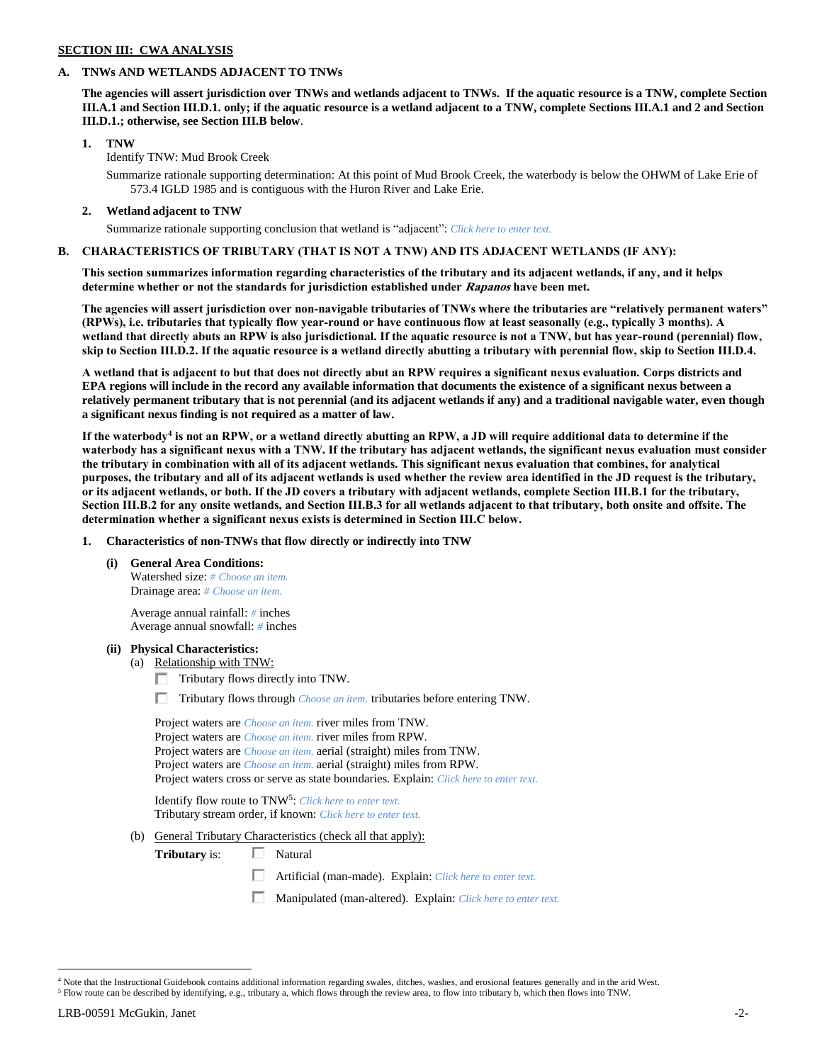**SECTION III: CWA ANALYSIS**

**A. TNWs AND WETLANDS ADJACENT TO TNWs**

**The agencies will assert jurisdiction over TNWs and wetlands adjacent to TNWs. If the aquatic resource is a TNW, complete Section III.A.1 and Section III.D.1. only; if the aquatic resource is a wetland adjacent to a TNW, complete Sections III.A.1 and 2 and Section III.D.1.; otherwise, see Section III.B below.**

**1. TNW**

Identify TNW: Mud Brook Creek

Summarize rationale supporting determination: At this point of Mud Brook Creek, the waterbody is below the OHWM of Lake Erie of 573.4 IGLD 1985 and is contiguous with the Huron River and Lake Erie.

**2. Wetland adjacent to TNW**

Summarize rationale supporting conclusion that wetland is "adjacent": *Click here to enter text.*

**B. CHARACTERISTICS OF TRIBUTARY (THAT IS NOT A TNW) AND ITS ADJACENT WETLANDS (IF ANY):**

**This section summarizes information regarding characteristics of the tributary and its adjacent wetlands, if any, and it helps determine whether or not the standards for jurisdiction established under *Rapanos* have been met.**

**The agencies will assert jurisdiction over non-navigable tributaries of TNWs where the tributaries are "relatively permanent waters" (RPWs), i.e. tributaries that typically flow year-round or have continuous flow at least seasonally (e.g., typically 3 months). A wetland that directly abuts an RPW is also jurisdictional. If the aquatic resource is not a TNW, but has year-round (perennial) flow, skip to Section III.D.2. If the aquatic resource is a wetland directly abutting a tributary with perennial flow, skip to Section III.D.4.**

**A wetland that is adjacent to but that does not directly abut an RPW requires a significant nexus evaluation. Corps districts and EPA regions will include in the record any available information that documents the existence of a significant nexus between a relatively permanent tributary that is not perennial (and its adjacent wetlands if any) and a traditional navigable water, even though a significant nexus finding is not required as a matter of law.**

**If the waterbody[4] is not an RPW, or a wetland directly abutting an RPW, a JD will require additional data to determine if the waterbody has a significant nexus with a TNW. If the tributary has adjacent wetlands, the significant nexus evaluation must consider the tributary in combination with all of its adjacent wetlands. This significant nexus evaluation that combines, for analytical purposes, the tributary and all of its adjacent wetlands is used whether the review area identified in the JD request is the tributary, or its adjacent wetlands, or both. If the JD covers a tributary with adjacent wetlands, complete Section III.B.1 for the tributary, Section III.B.2 for any onsite wetlands, and Section III.B.3 for all wetlands adjacent to that tributary, both onsite and offsite. The determination whether a significant nexus exists is determined in Section III.C below.**

**1. Characteristics of non-TNWs that flow directly or indirectly into TNW**

**(i) General Area Conditions:**

Watershed size: *# Choose an item.*
Drainage area: *# Choose an item.*

Average annual rainfall: *#* inches
Average annual snowfall: *#* inches

**(ii) Physical Characteristics:**

(a) Relationship with TNW:

☐ Tributary flows directly into TNW.

☐ Tributary flows through *Choose an item.* tributaries before entering TNW.

Project waters are *Choose an item.* river miles from TNW.
Project waters are *Choose an item.* river miles from RPW.
Project waters are *Choose an item.* aerial (straight) miles from TNW.
Project waters are *Choose an item.* aerial (straight) miles from RPW.
Project waters cross or serve as state boundaries. Explain: *Click here to enter text.*

Identify flow route to TNW[5]: *Click here to enter text.*
Tributary stream order, if known: *Click here to enter text.*

(b) General Tributary Characteristics (check all that apply):

**Tributary** is: ☐ Natural

☐ Artificial (man-made). Explain: *Click here to enter text.*

☐ Manipulated (man-altered). Explain: *Click here to enter text.*

---

[4] Note that the Instructional Guidebook contains additional information regarding swales, ditches, washes, and erosional features generally and in the arid West.
[5] Flow route can be described by identifying, e.g., tributary a, which flows through the review area, to flow into tributary b, which then flows into TNW.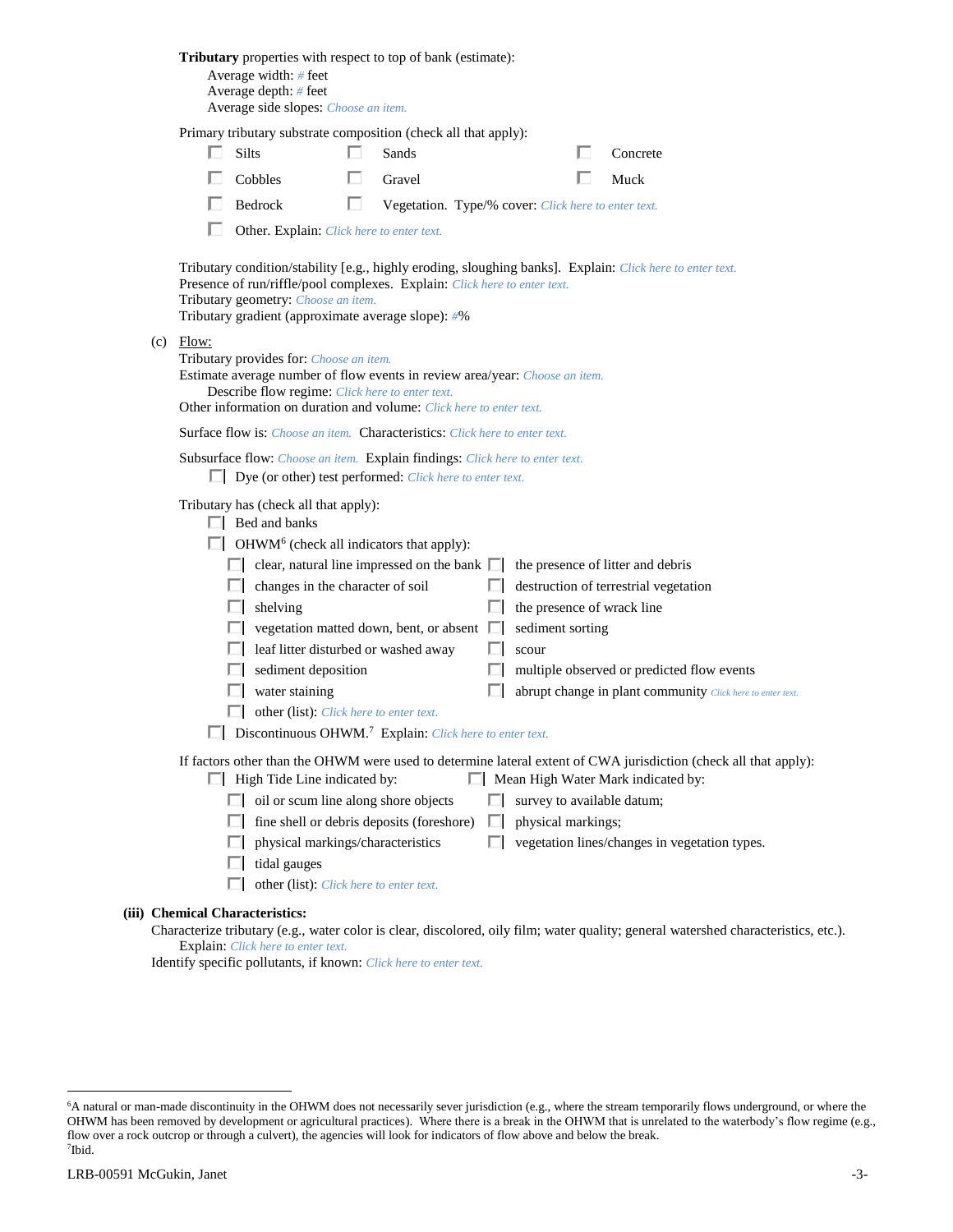**Tributary** properties with respect to top of bank (estimate):

Average width: # feet
Average depth: # feet
Average side slopes: Choose an item.

Primary tributary substrate composition (check all that apply):

- ☐ Silts
- ☐ Sands
- ☐ Concrete
- ☐ Cobbles
- ☐ Gravel
- ☐ Muck
- ☐ Bedrock
- ☐ Vegetation. Type/% cover: Click here to enter text.
- ☐ Other. Explain: Click here to enter text.

Tributary condition/stability [e.g., highly eroding, sloughing banks]. Explain: Click here to enter text.
Presence of run/riffle/pool complexes. Explain: Click here to enter text.
Tributary geometry: Choose an item.
Tributary gradient (approximate average slope): #%

(c) Flow:

Tributary provides for: Choose an item.
Estimate average number of flow events in review area/year: Choose an item.
Describe flow regime: Click here to enter text.
Other information on duration and volume: Click here to enter text.

Surface flow is: Choose an item. Characteristics: Click here to enter text.

Subsurface flow: Choose an item. Explain findings: Click here to enter text.

- ☐ Dye (or other) test performed: Click here to enter text.

Tributary has (check all that apply):

- ☐ Bed and banks
- ☐ OHWM[6] (check all indicators that apply):
  - ☐ clear, natural line impressed on the bank
  - ☐ the presence of litter and debris
  - ☐ changes in the character of soil
  - ☐ destruction of terrestrial vegetation
  - ☐ shelving
  - ☐ the presence of wrack line
  - ☐ vegetation matted down, bent, or absent
  - ☐ sediment sorting
  - ☐ leaf litter disturbed or washed away
  - ☐ scour
  - ☐ sediment deposition
  - ☐ multiple observed or predicted flow events
  - ☐ water staining
  - ☐ abrupt change in plant community Click here to enter text.
  - ☐ other (list): Click here to enter text.
- ☐ Discontinuous OHWM.[7] Explain: Click here to enter text.

If factors other than the OHWM were used to determine lateral extent of CWA jurisdiction (check all that apply):

- ☐ High Tide Line indicated by:
  - ☐ oil or scum line along shore objects
  - ☐ fine shell or debris deposits (foreshore)
  - ☐ physical markings/characteristics
  - ☐ tidal gauges
  - ☐ other (list): Click here to enter text.
- ☐ Mean High Water Mark indicated by:
  - ☐ survey to available datum;
  - ☐ physical markings;
  - ☐ vegetation lines/changes in vegetation types.

**(iii) Chemical Characteristics:**

Characterize tributary (e.g., water color is clear, discolored, oily film; water quality; general watershed characteristics, etc.).
Explain: Click here to enter text.
Identify specific pollutants, if known: Click here to enter text.

---

[6] A natural or man-made discontinuity in the OHWM does not necessarily sever jurisdiction (e.g., where the stream temporarily flows underground, or where the OHWM has been removed by development or agricultural practices). Where there is a break in the OHWM that is unrelated to the waterbody's flow regime (e.g., flow over a rock outcrop or through a culvert), the agencies will look for indicators of flow above and below the break.
[7] Ibid.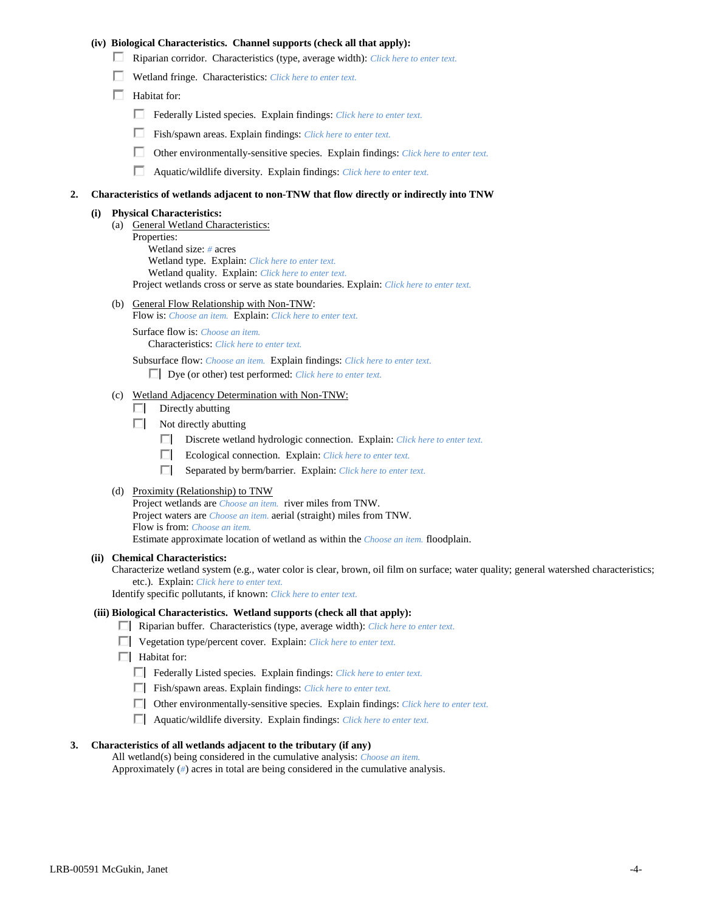**(iv) Biological Characteristics. Channel supports (check all that apply):**

- ☐ Riparian corridor. Characteristics (type, average width): *Click here to enter text.*
- ☐ Wetland fringe. Characteristics: *Click here to enter text.*
- ☐ Habitat for:
  - ☐ Federally Listed species. Explain findings: *Click here to enter text.*
  - ☐ Fish/spawn areas. Explain findings: *Click here to enter text.*
  - ☐ Other environmentally-sensitive species. Explain findings: *Click here to enter text.*
  - ☐ Aquatic/wildlife diversity. Explain findings: *Click here to enter text.*

**2. Characteristics of wetlands adjacent to non-TNW that flow directly or indirectly into TNW**

**(i) Physical Characteristics:**

(a) General Wetland Characteristics:

Properties:

Wetland size: *#* acres

Wetland type. Explain: *Click here to enter text.*

Wetland quality. Explain: *Click here to enter text.*

Project wetlands cross or serve as state boundaries. Explain: *Click here to enter text.*

(b) General Flow Relationship with Non-TNW:

Flow is: *Choose an item.* Explain: *Click here to enter text.*

Surface flow is: *Choose an item.*

Characteristics: *Click here to enter text.*

Subsurface flow: *Choose an item.* Explain findings: *Click here to enter text.*

- ☐ Dye (or other) test performed: *Click here to enter text.*

(c) Wetland Adjacency Determination with Non-TNW:

- ☐ Directly abutting
- ☐ Not directly abutting
  - ☐ Discrete wetland hydrologic connection. Explain: *Click here to enter text.*
  - ☐ Ecological connection. Explain: *Click here to enter text.*
  - ☐ Separated by berm/barrier. Explain: *Click here to enter text.*

(d) Proximity (Relationship) to TNW

Project wetlands are *Choose an item.* river miles from TNW.

Project waters are *Choose an item.* aerial (straight) miles from TNW.

Flow is from: *Choose an item.*

Estimate approximate location of wetland as within the *Choose an item.* floodplain.

**(ii) Chemical Characteristics:**

Characterize wetland system (e.g., water color is clear, brown, oil film on surface; water quality; general watershed characteristics; etc.). Explain: *Click here to enter text.*

Identify specific pollutants, if known: *Click here to enter text.*

**(iii) Biological Characteristics. Wetland supports (check all that apply):**

- ☐ Riparian buffer. Characteristics (type, average width): *Click here to enter text.*
- ☐ Vegetation type/percent cover. Explain: *Click here to enter text.*
- ☐ Habitat for:
  - ☐ Federally Listed species. Explain findings: *Click here to enter text.*
  - ☐ Fish/spawn areas. Explain findings: *Click here to enter text.*
  - ☐ Other environmentally-sensitive species. Explain findings: *Click here to enter text.*
  - ☐ Aquatic/wildlife diversity. Explain findings: *Click here to enter text.*

**3. Characteristics of all wetlands adjacent to the tributary (if any)**

All wetland(s) being considered in the cumulative analysis: *Choose an item.*

Approximately (*#*) acres in total are being considered in the cumulative analysis.

LRB-00591 McGukin, Janet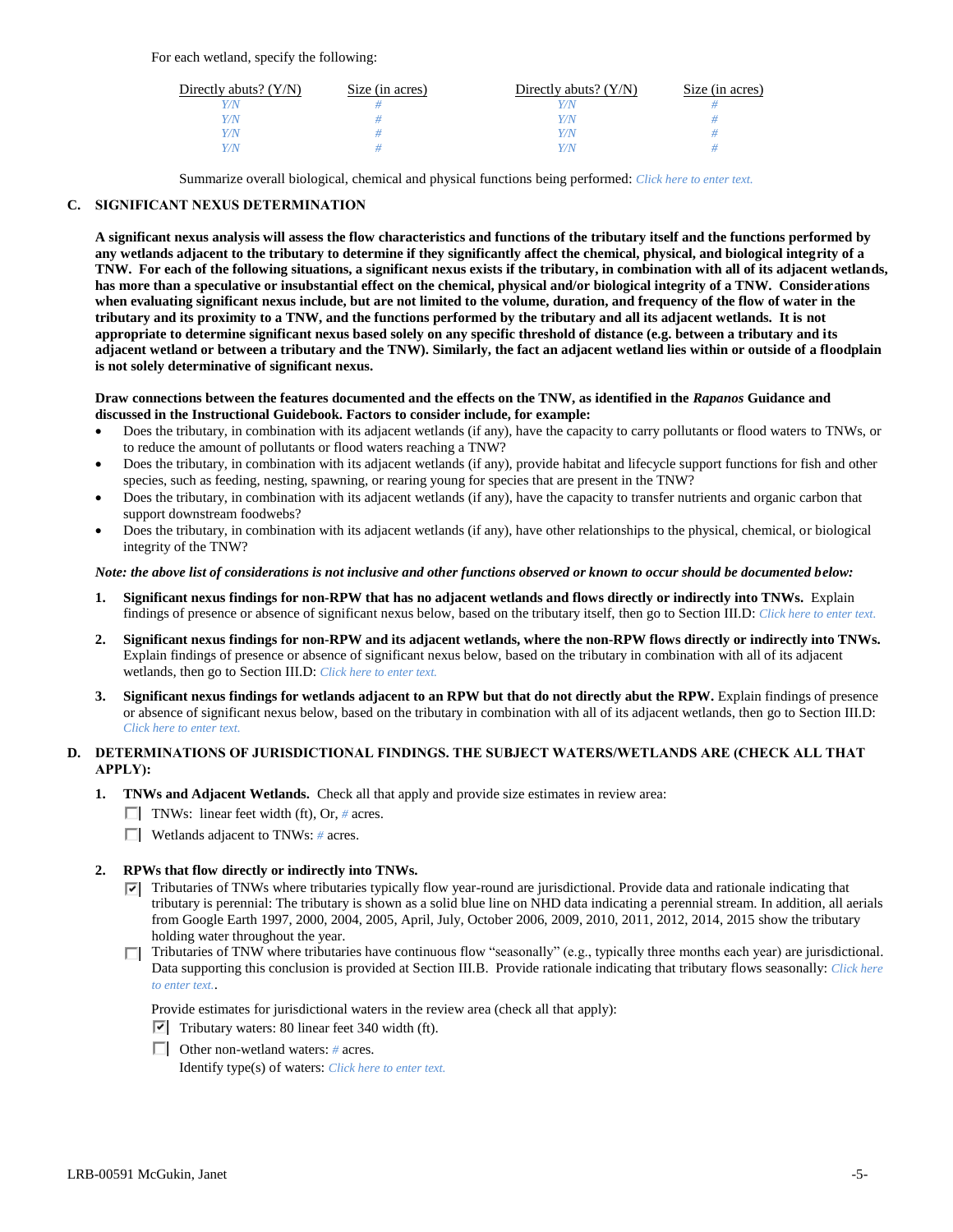For each wetland, specify the following:

| Directly abuts? (Y/N) | Size (in acres) | Directly abuts? (Y/N) | Size (in acres) |
|---|---|---|---|
| Y/N | # | Y/N | # |
| Y/N | # | Y/N | # |
| Y/N | # | Y/N | # |
| Y/N | # | Y/N | # |

Summarize overall biological, chemical and physical functions being performed: Click here to enter text.

## C. SIGNIFICANT NEXUS DETERMINATION

**A significant nexus analysis will assess the flow characteristics and functions of the tributary itself and the functions performed by any wetlands adjacent to the tributary to determine if they significantly affect the chemical, physical, and biological integrity of a TNW. For each of the following situations, a significant nexus exists if the tributary, in combination with all of its adjacent wetlands, has more than a speculative or insubstantial effect on the chemical, physical and/or biological integrity of a TNW. Considerations when evaluating significant nexus include, but are not limited to the volume, duration, and frequency of the flow of water in the tributary and its proximity to a TNW, and the functions performed by the tributary and all its adjacent wetlands. It is not appropriate to determine significant nexus based solely on any specific threshold of distance (e.g. between a tributary and its adjacent wetland or between a tributary and the TNW). Similarly, the fact an adjacent wetland lies within or outside of a floodplain is not solely determinative of significant nexus.**

**Draw connections between the features documented and the effects on the TNW, as identified in the *Rapanos* Guidance and discussed in the Instructional Guidebook. Factors to consider include, for example:**

- Does the tributary, in combination with its adjacent wetlands (if any), have the capacity to carry pollutants or flood waters to TNWs, or to reduce the amount of pollutants or flood waters reaching a TNW?
- Does the tributary, in combination with its adjacent wetlands (if any), provide habitat and lifecycle support functions for fish and other species, such as feeding, nesting, spawning, or rearing young for species that are present in the TNW?
- Does the tributary, in combination with its adjacent wetlands (if any), have the capacity to transfer nutrients and organic carbon that support downstream foodwebs?
- Does the tributary, in combination with its adjacent wetlands (if any), have other relationships to the physical, chemical, or biological integrity of the TNW?

***Note: the above list of considerations is not inclusive and other functions observed or known to occur should be documented below:***

1. **Significant nexus findings for non-RPW that has no adjacent wetlands and flows directly or indirectly into TNWs.** Explain findings of presence or absence of significant nexus below, based on the tributary itself, then go to Section III.D: Click here to enter text.

2. **Significant nexus findings for non-RPW and its adjacent wetlands, where the non-RPW flows directly or indirectly into TNWs.** Explain findings of presence or absence of significant nexus below, based on the tributary in combination with all of its adjacent wetlands, then go to Section III.D: Click here to enter text.

3. **Significant nexus findings for wetlands adjacent to an RPW but that do not directly abut the RPW.** Explain findings of presence or absence of significant nexus below, based on the tributary in combination with all of its adjacent wetlands, then go to Section III.D: Click here to enter text.

## D. DETERMINATIONS OF JURISDICTIONAL FINDINGS. THE SUBJECT WATERS/WETLANDS ARE (CHECK ALL THAT APPLY):

1. **TNWs and Adjacent Wetlands.** Check all that apply and provide size estimates in review area:
   - ☐ TNWs: linear feet width (ft), Or, # acres.
   - ☐ Wetlands adjacent to TNWs: # acres.

2. **RPWs that flow directly or indirectly into TNWs.**
   - ☑ Tributaries of TNWs where tributaries typically flow year-round are jurisdictional. Provide data and rationale indicating that tributary is perennial: The tributary is shown as a solid blue line on NHD data indicating a perennial stream. In addition, all aerials from Google Earth 1997, 2000, 2004, 2005, April, July, October 2006, 2009, 2010, 2011, 2012, 2014, 2015 show the tributary holding water throughout the year.
   - ☐ Tributaries of TNW where tributaries have continuous flow "seasonally" (e.g., typically three months each year) are jurisdictional. Data supporting this conclusion is provided at Section III.B. Provide rationale indicating that tributary flows seasonally: Click here to enter text..

   Provide estimates for jurisdictional waters in the review area (check all that apply):
   - ☑ Tributary waters: 80 linear feet 340 width (ft).
   - ☐ Other non-wetland waters: # acres.
     Identify type(s) of waters: Click here to enter text.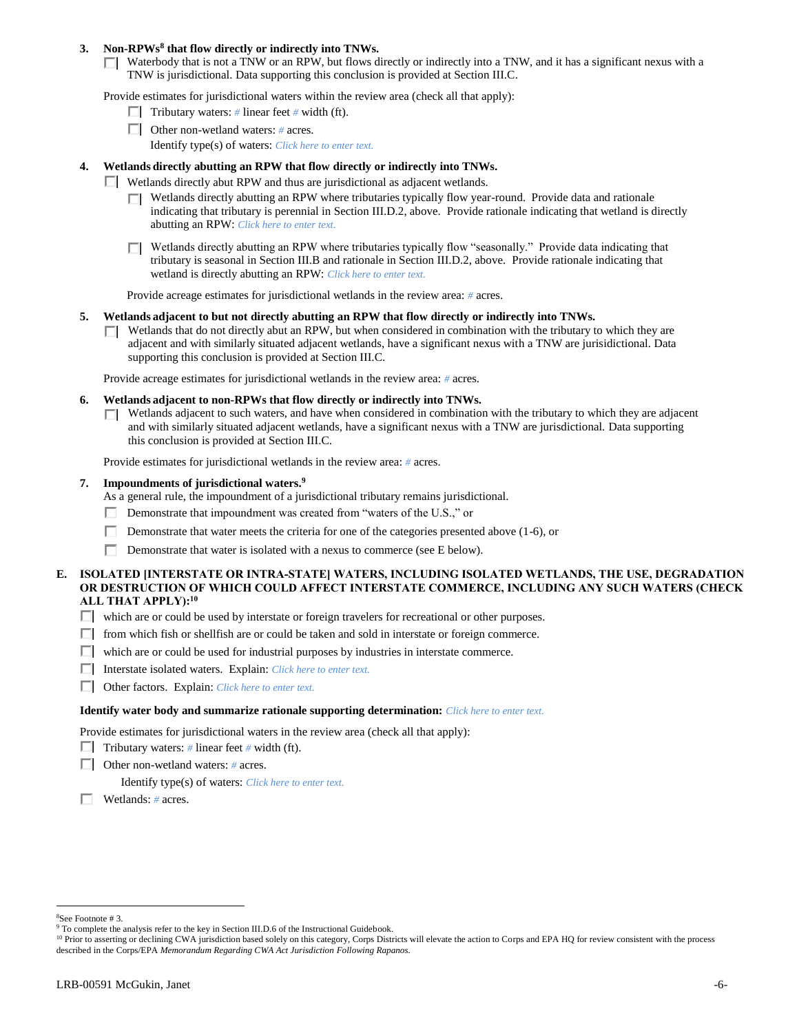**3. Non-RPWs[8] that flow directly or indirectly into TNWs.**

☐ Waterbody that is not a TNW or an RPW, but flows directly or indirectly into a TNW, and it has a significant nexus with a TNW is jurisdictional. Data supporting this conclusion is provided at Section III.C.

Provide estimates for jurisdictional waters within the review area (check all that apply):

☐ Tributary waters: # linear feet # width (ft).

☐ Other non-wetland waters: # acres.

Identify type(s) of waters: *Click here to enter text.*

**4. Wetlands directly abutting an RPW that flow directly or indirectly into TNWs.**

☐ Wetlands directly abut RPW and thus are jurisdictional as adjacent wetlands.

☐ Wetlands directly abutting an RPW where tributaries typically flow year-round. Provide data and rationale indicating that tributary is perennial in Section III.D.2, above. Provide rationale indicating that wetland is directly abutting an RPW: *Click here to enter text.*

☐ Wetlands directly abutting an RPW where tributaries typically flow "seasonally." Provide data indicating that tributary is seasonal in Section III.B and rationale in Section III.D.2, above. Provide rationale indicating that wetland is directly abutting an RPW: *Click here to enter text.*

Provide acreage estimates for jurisdictional wetlands in the review area: # acres.

**5. Wetlands adjacent to but not directly abutting an RPW that flow directly or indirectly into TNWs.**

☐ Wetlands that do not directly abut an RPW, but when considered in combination with the tributary to which they are adjacent and with similarly situated adjacent wetlands, have a significant nexus with a TNW are jurisdictional. Data supporting this conclusion is provided at Section III.C.

Provide acreage estimates for jurisdictional wetlands in the review area: # acres.

**6. Wetlands adjacent to non-RPWs that flow directly or indirectly into TNWs.**

☐ Wetlands adjacent to such waters, and have when considered in combination with the tributary to which they are adjacent and with similarly situated adjacent wetlands, have a significant nexus with a TNW are jurisdictional. Data supporting this conclusion is provided at Section III.C.

Provide estimates for jurisdictional wetlands in the review area: # acres.

**7. Impoundments of jurisdictional waters.[9]**

As a general rule, the impoundment of a jurisdictional tributary remains jurisdictional.

☐ Demonstrate that impoundment was created from "waters of the U.S.," or

☐ Demonstrate that water meets the criteria for one of the categories presented above (1-6), or

☐ Demonstrate that water is isolated with a nexus to commerce (see E below).

**E. ISOLATED [INTERSTATE OR INTRA-STATE] WATERS, INCLUDING ISOLATED WETLANDS, THE USE, DEGRADATION OR DESTRUCTION OF WHICH COULD AFFECT INTERSTATE COMMERCE, INCLUDING ANY SUCH WATERS (CHECK ALL THAT APPLY):[10]**

☐ which are or could be used by interstate or foreign travelers for recreational or other purposes.

☐ from which fish or shellfish are or could be taken and sold in interstate or foreign commerce.

☐ which are or could be used for industrial purposes by industries in interstate commerce.

☐ Interstate isolated waters. Explain: *Click here to enter text.*

☐ Other factors. Explain: *Click here to enter text.*

**Identify water body and summarize rationale supporting determination:** *Click here to enter text.*

Provide estimates for jurisdictional waters in the review area (check all that apply):

☐ Tributary waters: # linear feet # width (ft).

☐ Other non-wetland waters: # acres.

Identify type(s) of waters: *Click here to enter text.*

☐ Wetlands: # acres.

---

[8] See Footnote # 3.

[9] To complete the analysis refer to the key in Section III.D.6 of the Instructional Guidebook.

[10] Prior to asserting or declining CWA jurisdiction based solely on this category, Corps Districts will elevate the action to Corps and EPA HQ for review consistent with the process described in the Corps/EPA *Memorandum Regarding CWA Act Jurisdiction Following Rapanos.*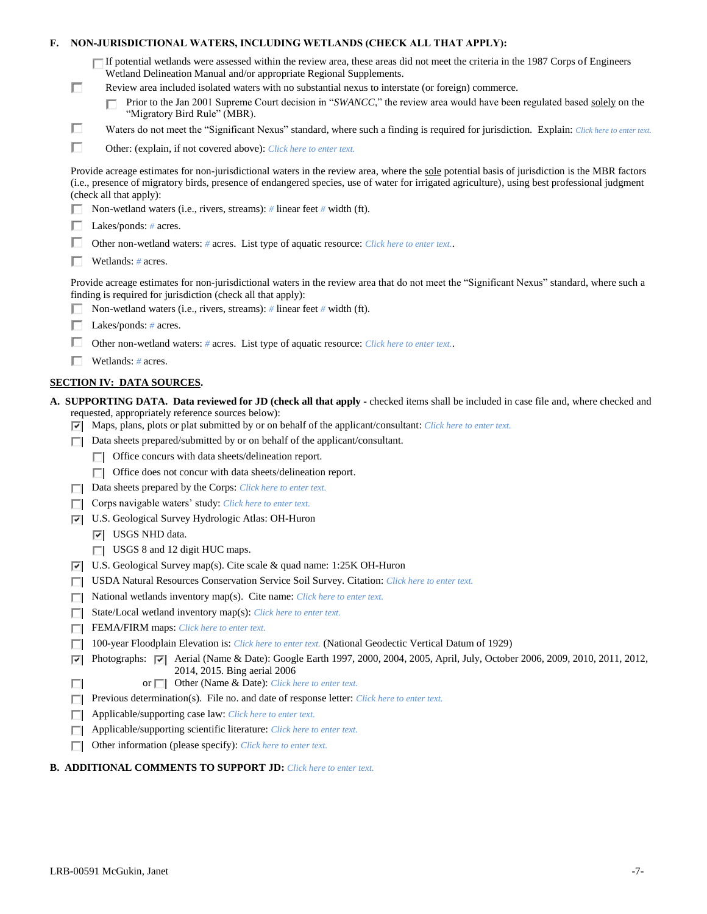**F. NON-JURISDICTIONAL WATERS, INCLUDING WETLANDS (CHECK ALL THAT APPLY):**

- ☐ If potential wetlands were assessed within the review area, these areas did not meet the criteria in the 1987 Corps of Engineers Wetland Delineation Manual and/or appropriate Regional Supplements.
- ☐ Review area included isolated waters with no substantial nexus to interstate (or foreign) commerce.
  - ☐ Prior to the Jan 2001 Supreme Court decision in "*SWANCC*," the review area would have been regulated based solely on the "Migratory Bird Rule" (MBR).
- ☐ Waters do not meet the "Significant Nexus" standard, where such a finding is required for jurisdiction. Explain: *Click here to enter text.*
- ☐ Other: (explain, if not covered above): *Click here to enter text.*

Provide acreage estimates for non-jurisdictional waters in the review area, where the sole potential basis of jurisdiction is the MBR factors (i.e., presence of migratory birds, presence of endangered species, use of water for irrigated agriculture), using best professional judgment (check all that apply):

- ☐ Non-wetland waters (i.e., rivers, streams): # linear feet # width (ft).
- ☐ Lakes/ponds: # acres.
- ☐ Other non-wetland waters: # acres. List type of aquatic resource: *Click here to enter text.*.
- ☐ Wetlands: # acres.

Provide acreage estimates for non-jurisdictional waters in the review area that do not meet the "Significant Nexus" standard, where such a finding is required for jurisdiction (check all that apply):

- ☐ Non-wetland waters (i.e., rivers, streams): # linear feet # width (ft).
- ☐ Lakes/ponds: # acres.
- ☐ Other non-wetland waters: # acres. List type of aquatic resource: *Click here to enter text.*.
- ☐ Wetlands: # acres.

## SECTION IV: DATA SOURCES.

**A. SUPPORTING DATA. Data reviewed for JD (check all that apply** - checked items shall be included in case file and, where checked and requested, appropriately reference sources below):

- ☑ Maps, plans, plots or plat submitted by or on behalf of the applicant/consultant: *Click here to enter text.*
- ☐ Data sheets prepared/submitted by or on behalf of the applicant/consultant.
  - ☐ Office concurs with data sheets/delineation report.
  - ☐ Office does not concur with data sheets/delineation report.
- ☐ Data sheets prepared by the Corps: *Click here to enter text.*
- ☐ Corps navigable waters' study: *Click here to enter text.*
- ☑ U.S. Geological Survey Hydrologic Atlas: OH-Huron
  - ☑ USGS NHD data.
  - ☐ USGS 8 and 12 digit HUC maps.
- ☑ U.S. Geological Survey map(s). Cite scale & quad name: 1:25K OH-Huron
- ☐ USDA Natural Resources Conservation Service Soil Survey. Citation: *Click here to enter text.*
- ☐ National wetlands inventory map(s). Cite name: *Click here to enter text.*
- ☐ State/Local wetland inventory map(s): *Click here to enter text.*
- ☐ FEMA/FIRM maps: *Click here to enter text.*
- ☐ 100-year Floodplain Elevation is: *Click here to enter text.* (National Geodectic Vertical Datum of 1929)
- ☑ Photographs: ☑ Aerial (Name & Date): Google Earth 1997, 2000, 2004, 2005, April, July, October 2006, 2009, 2010, 2011, 2012, 2014, 2015. Bing aerial 2006
- ☐ or ☐ Other (Name & Date): *Click here to enter text.*
- ☐ Previous determination(s). File no. and date of response letter: *Click here to enter text.*
- ☐ Applicable/supporting case law: *Click here to enter text.*
- ☐ Applicable/supporting scientific literature: *Click here to enter text.*
- ☐ Other information (please specify): *Click here to enter text.*

**B. ADDITIONAL COMMENTS TO SUPPORT JD:** *Click here to enter text.*

LRB-00591 McGukin, Janet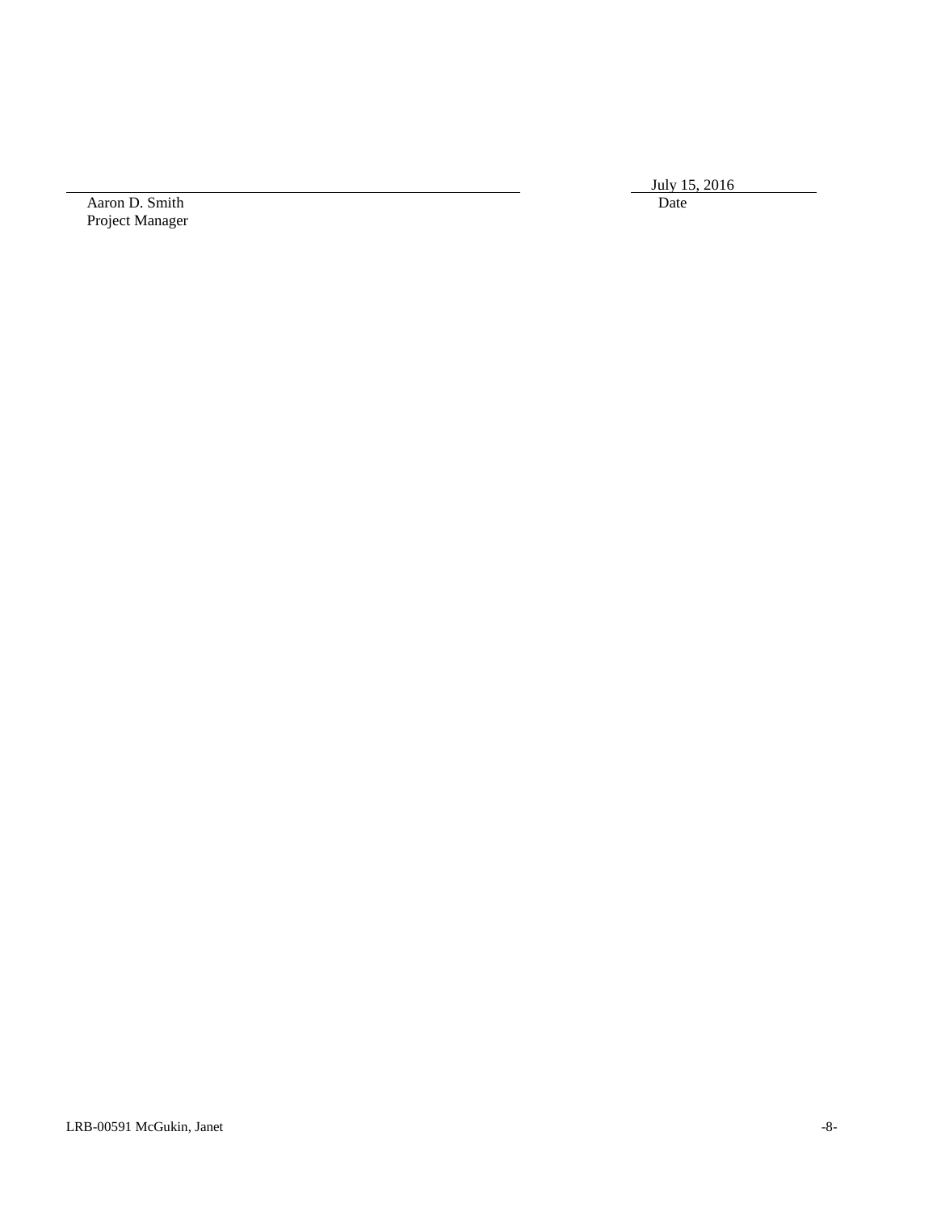\_\_\_\_\_\_\_\_\_\_\_\_\_\_\_\_\_\_\_\_\_\_\_\_\_\_\_\_\_\_\_\_\_\_\_\_\_\_\_\_ July 15, 2016

Aaron D. Smith — Date

Project Manager

LRB-00591 McGukin, Janet